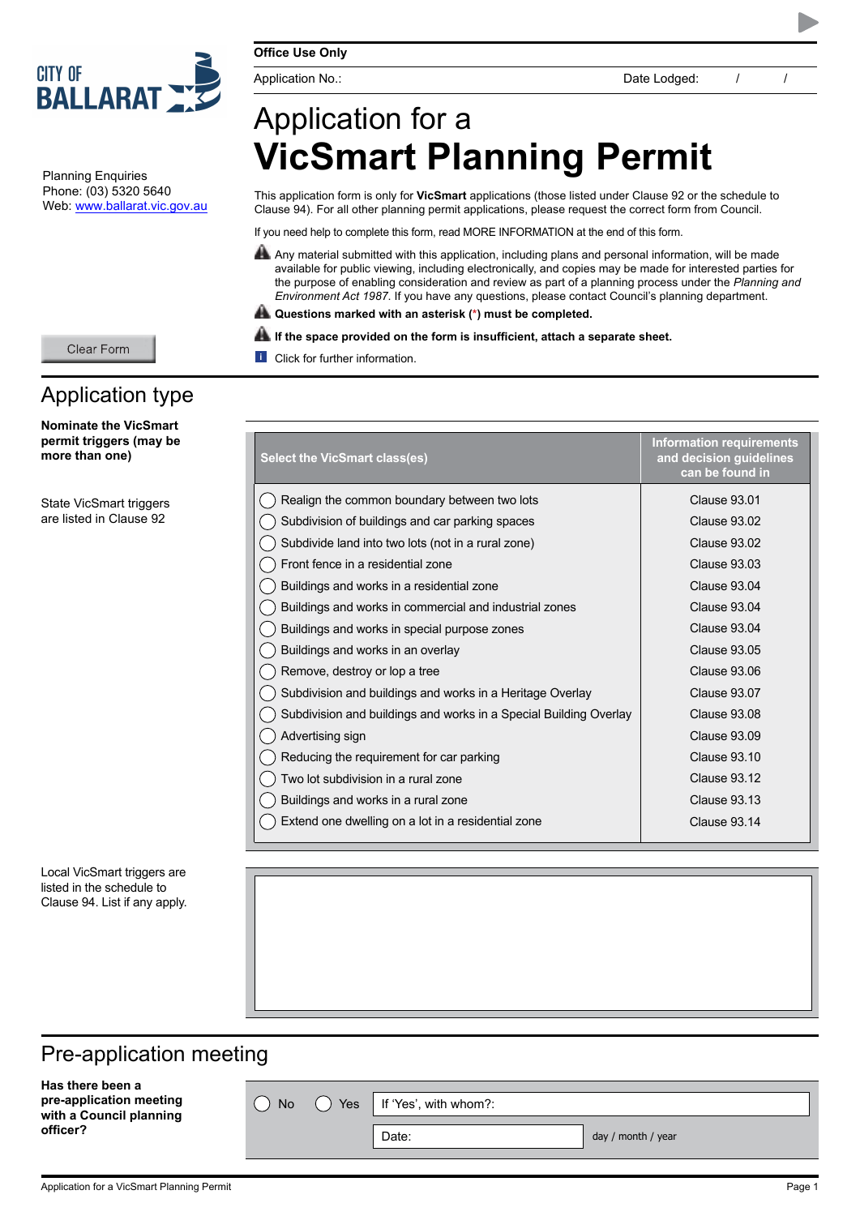CITY OF BALLARAT

Planning Enquiries
Phone: (03) 5320 5640
Web: www.ballarat.vic.gov.au

**Office Use Only**

Application No.: Date Lodged: / /

# Application for a **VicSmart Planning Permit**

This application form is only for **VicSmart** applications (those listed under Clause 92 or the schedule to Clause 94). For all other planning permit applications, please request the correct form from Council.

If you need help to complete this form, read MORE INFORMATION at the end of this form.

⚠ Any material submitted with this application, including plans and personal information, will be made available for public viewing, including electronically, and copies may be made for interested parties for the purpose of enabling consideration and review as part of a planning process under the *Planning and Environment Act 1987*. If you have any questions, please contact Council's planning department.

⚠ **Questions marked with an asterisk (*) must be completed.**

⚠ **If the space provided on the form is insufficient, attach a separate sheet.**

ℹ Click for further information.

Clear Form

## Application type

**Nominate the VicSmart permit triggers (may be more than one)**

State VicSmart triggers are listed in Clause 92

| Select the VicSmart class(es) | Information requirements and decision guidelines can be found in |
|---|---|
| ◯ Realign the common boundary between two lots | Clause 93.01 |
| ◯ Subdivision of buildings and car parking spaces | Clause 93.02 |
| ◯ Subdivide land into two lots (not in a rural zone) | Clause 93.02 |
| ◯ Front fence in a residential zone | Clause 93.03 |
| ◯ Buildings and works in a residential zone | Clause 93.04 |
| ◯ Buildings and works in commercial and industrial zones | Clause 93.04 |
| ◯ Buildings and works in special purpose zones | Clause 93.04 |
| ◯ Buildings and works in an overlay | Clause 93.05 |
| ◯ Remove, destroy or lop a tree | Clause 93.06 |
| ◯ Subdivision and buildings and works in a Heritage Overlay | Clause 93.07 |
| ◯ Subdivision and buildings and works in a Special Building Overlay | Clause 93.08 |
| ◯ Advertising sign | Clause 93.09 |
| ◯ Reducing the requirement for car parking | Clause 93.10 |
| ◯ Two lot subdivision in a rural zone | Clause 93.12 |
| ◯ Buildings and works in a rural zone | Clause 93.13 |
| ◯ Extend one dwelling on a lot in a residential zone | Clause 93.14 |

Local VicSmart triggers are listed in the schedule to Clause 94. List if any apply.

## Pre-application meeting

**Has there been a pre-application meeting with a Council planning officer?**

◯ No ◯ Yes If 'Yes', with whom?:

Date: day / month / year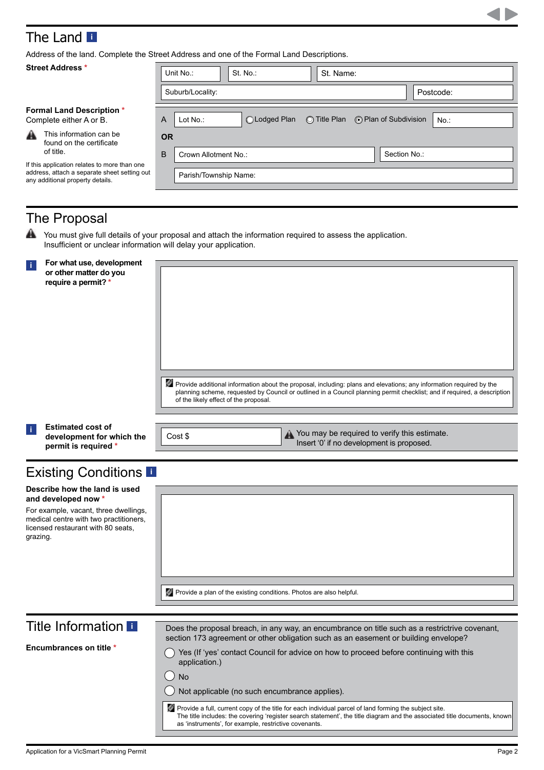## The Land

Address of the land. Complete the Street Address and one of the Formal Land Descriptions.

**Street Address** *

| Unit No.: | St. No.: | St. Name: |
|---|---|---|
| Suburb/Locality: | | Postcode: |

**Formal Land Description** *
Complete either A or B.

This information can be found on the certificate of title.

If this application relates to more than one address, attach a separate sheet setting out any additional property details.

A Lot No.: ◯ Lodged Plan ◯ Title Plan ◉ Plan of Subdivision No.:

**OR**

B Crown Allotment No.: Section No.:

Parish/Township Name:

## The Proposal

You must give full details of your proposal and attach the information required to assess the application. Insufficient or unclear information will delay your application.

**For what use, development or other matter do you require a permit?** *

Provide additional information about the proposal, including: plans and elevations; any information required by the planning scheme, requested by Council or outlined in a Council planning permit checklist; and if required, a description of the likely effect of the proposal.

**Estimated cost of development for which the permit is required** *

Cost $

You may be required to verify this estimate. Insert '0' if no development is proposed.

## Existing Conditions

**Describe how the land is used and developed now** *

For example, vacant, three dwellings, medical centre with two practitioners, licensed restaurant with 80 seats, grazing.

Provide a plan of the existing conditions. Photos are also helpful.

## Title Information

**Encumbrances on title** *

Does the proposal breach, in any way, an encumbrance on title such as a restrictive covenant, section 173 agreement or other obligation such as an easement or building envelope?

- ◯ Yes (If 'yes' contact Council for advice on how to proceed before continuing with this application.)
- ◯ No
- ◯ Not applicable (no such encumbrance applies).

Provide a full, current copy of the title for each individual parcel of land forming the subject site. The title includes: the covering 'register search statement', the title diagram and the associated title documents, known as 'instruments', for example, restrictive covenants.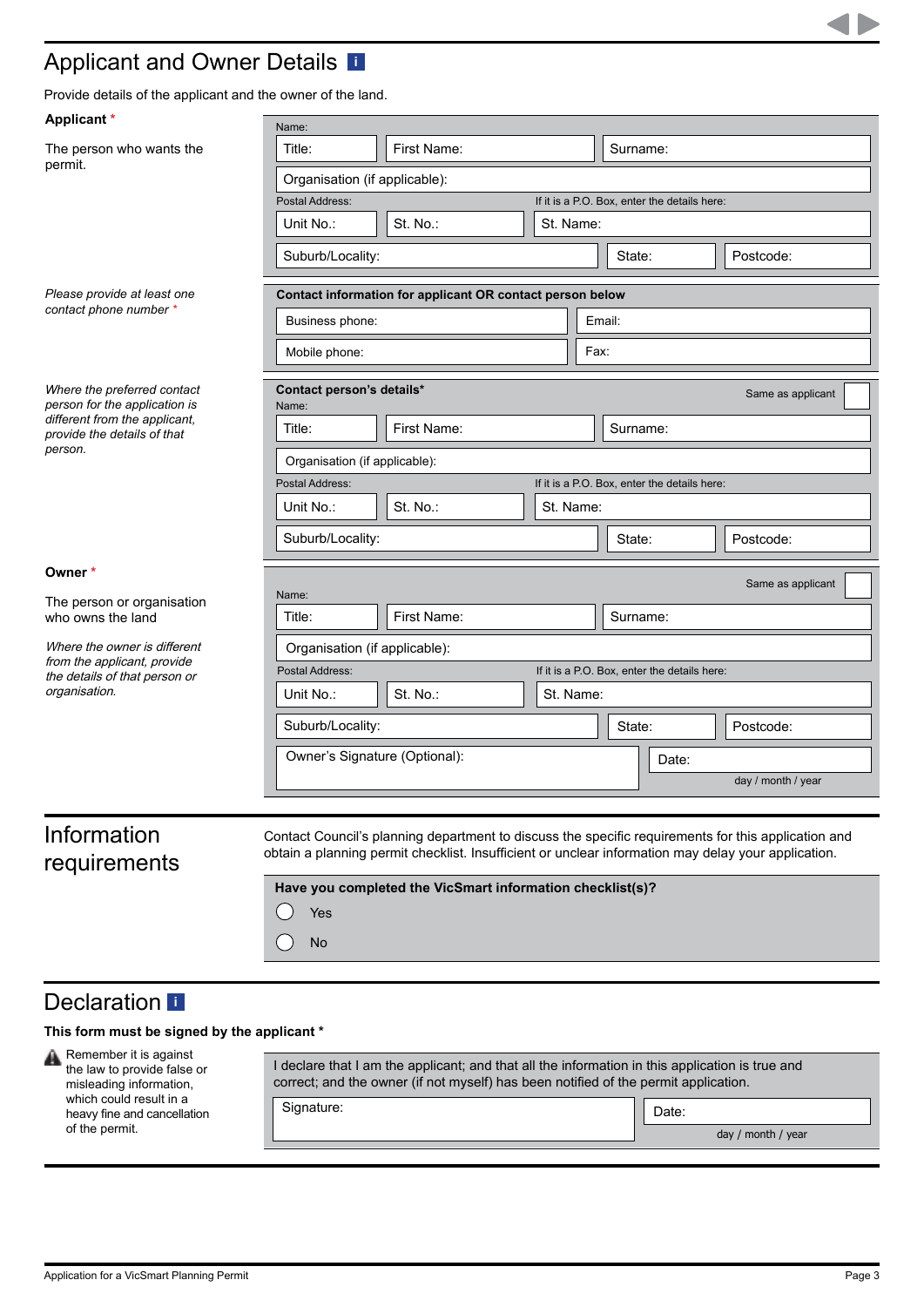## Applicant and Owner Details

Provide details of the applicant and the owner of the land.

**Applicant** *

The person who wants the permit.

Name:

| Title: | First Name: | Surname: |
|---|---|---|

Organisation (if applicable):

Postal Address: If it is a P.O. Box, enter the details here:

| Unit No.: | St. No.: | St. Name: |
|---|---|---|
| Suburb/Locality: | State: | Postcode: |

*Please provide at least one contact phone number* *

**Contact information for applicant OR contact person below**

| Business phone: | Email: |
|---|---|
| Mobile phone: | Fax: |

*Where the preferred contact person for the application is different from the applicant, provide the details of that person.*

**Contact person's details*** Same as applicant ☐

Name:

| Title: | First Name: | Surname: |
|---|---|---|

Organisation (if applicable):

Postal Address: If it is a P.O. Box, enter the details here:

| Unit No.: | St. No.: | St. Name: |
|---|---|---|
| Suburb/Locality: | State: | Postcode: |

**Owner** *

The person or organisation who owns the land

*Where the owner is different from the applicant, provide the details of that person or organisation.*

Same as applicant ☐

Name:

| Title: | First Name: | Surname: |
|---|---|---|

Organisation (if applicable):

Postal Address: If it is a P.O. Box, enter the details here:

| Unit No.: | St. No.: | St. Name: |
|---|---|---|
| Suburb/Locality: | State: | Postcode: |

Owner's Signature (Optional): Date: day / month / year

## Information requirements

Contact Council's planning department to discuss the specific requirements for this application and obtain a planning permit checklist. Insufficient or unclear information may delay your application.

**Have you completed the VicSmart information checklist(s)?**

- ◯ Yes
- ◯ No

## Declaration

**This form must be signed by the applicant** *

Remember it is against the law to provide false or misleading information, which could result in a heavy fine and cancellation of the permit.

I declare that I am the applicant; and that all the information in this application is true and correct; and the owner (if not myself) has been notified of the permit application.

Signature: Date: day / month / year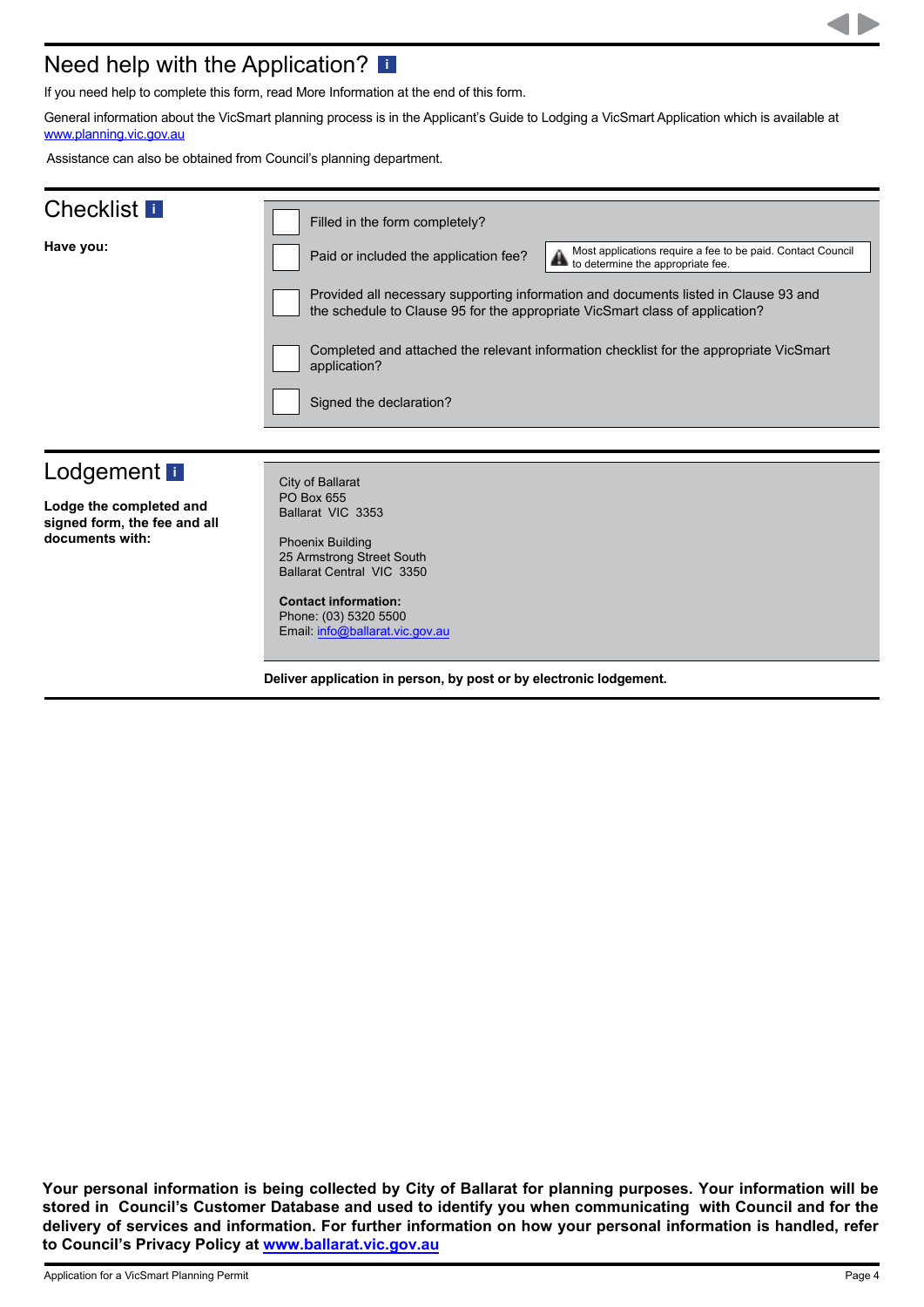## Need help with the Application?

If you need help to complete this form, read More Information at the end of this form.

General information about the VicSmart planning process is in the Applicant's Guide to Lodging a VicSmart Application which is available at [www.planning.vic.gov.au](http://www.planning.vic.gov.au)

Assistance can also be obtained from Council's planning department.

## Checklist

**Have you:**

- [ ] Filled in the form completely?
- [ ] Paid or included the application fee?

  Most applications require a fee to be paid. Contact Council to determine the appropriate fee.
- [ ] Provided all necessary supporting information and documents listed in Clause 93 and the schedule to Clause 95 for the appropriate VicSmart class of application?
- [ ] Completed and attached the relevant information checklist for the appropriate VicSmart application?
- [ ] Signed the declaration?

## Lodgement

**Lodge the completed and signed form, the fee and all documents with:**

City of Ballarat
PO Box 655
Ballarat VIC 3353

Phoenix Building
25 Armstrong Street South
Ballarat Central VIC 3350

**Contact information:**
Phone: (03) 5320 5500
Email: [info@ballarat.vic.gov.au](mailto:info@ballarat.vic.gov.au)

**Deliver application in person, by post or by electronic lodgement.**

**Your personal information is being collected by City of Ballarat for planning purposes. Your information will be stored in Council's Customer Database and used to identify you when communicating with Council and for the delivery of services and information. For further information on how your personal information is handled, refer to Council's Privacy Policy at [www.ballarat.vic.gov.au](http://www.ballarat.vic.gov.au)**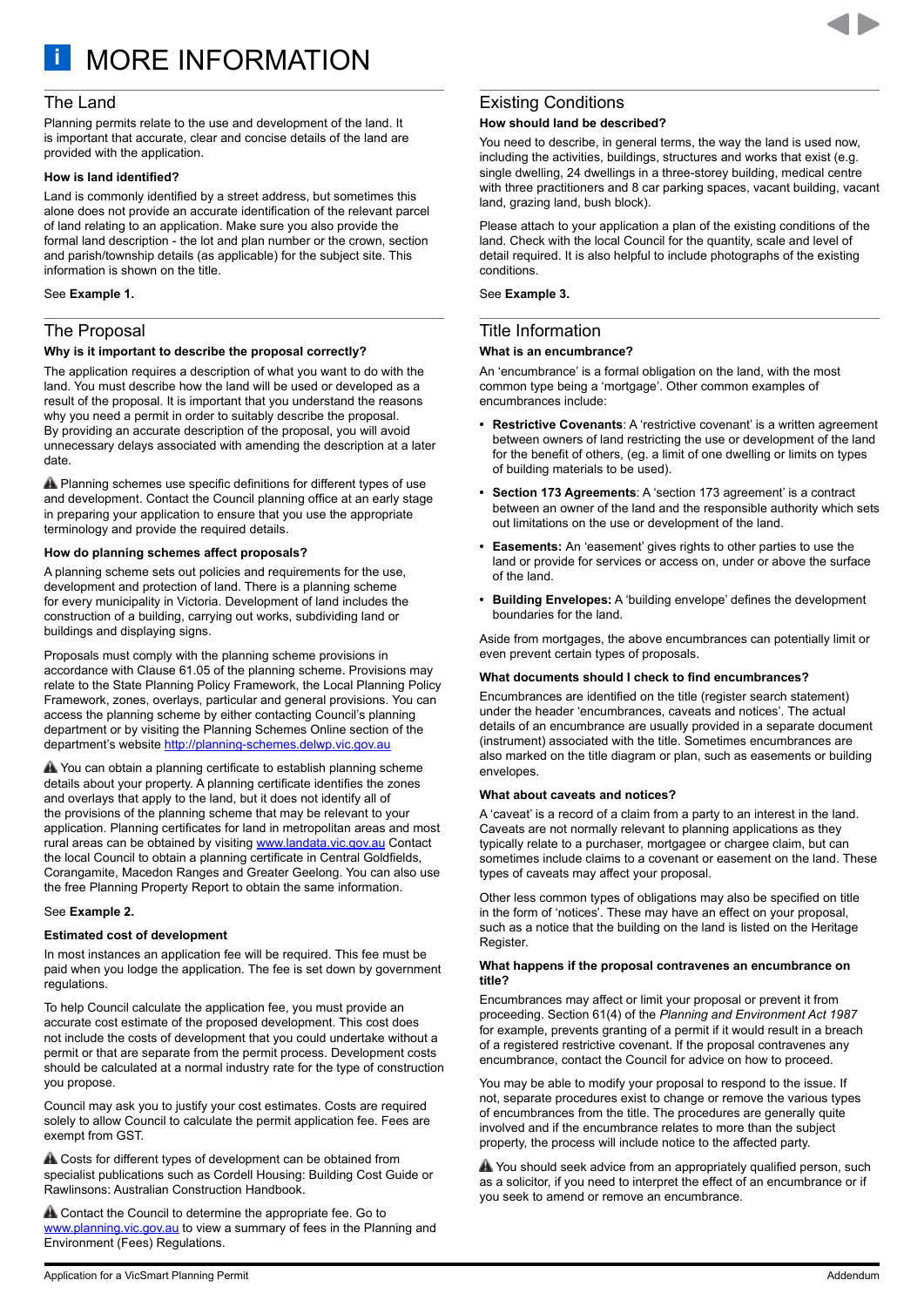# MORE INFORMATION

## The Land

Planning permits relate to the use and development of the land. It is important that accurate, clear and concise details of the land are provided with the application.

### How is land identified?

Land is commonly identified by a street address, but sometimes this alone does not provide an accurate identification of the relevant parcel of land relating to an application. Make sure you also provide the formal land description - the lot and plan number or the crown, section and parish/township details (as applicable) for the subject site. This information is shown on the title.

See **Example 1.**

## The Proposal

### Why is it important to describe the proposal correctly?

The application requires a description of what you want to do with the land. You must describe how the land will be used or developed as a result of the proposal. It is important that you understand the reasons why you need a permit in order to suitably describe the proposal. By providing an accurate description of the proposal, you will avoid unnecessary delays associated with amending the description at a later date.

⚠ Planning schemes use specific definitions for different types of use and development. Contact the Council planning office at an early stage in preparing your application to ensure that you use the appropriate terminology and provide the required details.

### How do planning schemes affect proposals?

A planning scheme sets out policies and requirements for the use, development and protection of land. There is a planning scheme for every municipality in Victoria. Development of land includes the construction of a building, carrying out works, subdividing land or buildings and displaying signs.

Proposals must comply with the planning scheme provisions in accordance with Clause 61.05 of the planning scheme. Provisions may relate to the State Planning Policy Framework, the Local Planning Policy Framework, zones, overlays, particular and general provisions. You can access the planning scheme by either contacting Council's planning department or by visiting the Planning Schemes Online section of the department's website http://planning-schemes.delwp.vic.gov.au

⚠ You can obtain a planning certificate to establish planning scheme details about your property. A planning certificate identifies the zones and overlays that apply to the land, but it does not identify all of the provisions of the planning scheme that may be relevant to your application. Planning certificates for land in metropolitan areas and most rural areas can be obtained by visiting www.landata.vic.gov.au Contact the local Council to obtain a planning certificate in Central Goldfields, Corangamite, Macedon Ranges and Greater Geelong. You can also use the free Planning Property Report to obtain the same information.

See **Example 2.**

### Estimated cost of development

In most instances an application fee will be required. This fee must be paid when you lodge the application. The fee is set down by government regulations.

To help Council calculate the application fee, you must provide an accurate cost estimate of the proposed development. This cost does not include the costs of development that you could undertake without a permit or that are separate from the permit process. Development costs should be calculated at a normal industry rate for the type of construction you propose.

Council may ask you to justify your cost estimates. Costs are required solely to allow Council to calculate the permit application fee. Fees are exempt from GST.

⚠ Costs for different types of development can be obtained from specialist publications such as Cordell Housing: Building Cost Guide or Rawlinsons: Australian Construction Handbook.

⚠ Contact the Council to determine the appropriate fee. Go to www.planning.vic.gov.au to view a summary of fees in the Planning and Environment (Fees) Regulations.

## Existing Conditions

### How should land be described?

You need to describe, in general terms, the way the land is used now, including the activities, buildings, structures and works that exist (e.g. single dwelling, 24 dwellings in a three-storey building, medical centre with three practitioners and 8 car parking spaces, vacant building, vacant land, grazing land, bush block).

Please attach to your application a plan of the existing conditions of the land. Check with the local Council for the quantity, scale and level of detail required. It is also helpful to include photographs of the existing conditions.

See **Example 3.**

## Title Information

### What is an encumbrance?

An 'encumbrance' is a formal obligation on the land, with the most common type being a 'mortgage'. Other common examples of encumbrances include:

- **Restrictive Covenants**: A 'restrictive covenant' is a written agreement between owners of land restricting the use or development of the land for the benefit of others, (eg. a limit of one dwelling or limits on types of building materials to be used).
- **Section 173 Agreements**: A 'section 173 agreement' is a contract between an owner of the land and the responsible authority which sets out limitations on the use or development of the land.
- **Easements:** An 'easement' gives rights to other parties to use the land or provide for services or access on, under or above the surface of the land.
- **Building Envelopes:** A 'building envelope' defines the development boundaries for the land.

Aside from mortgages, the above encumbrances can potentially limit or even prevent certain types of proposals.

### What documents should I check to find encumbrances?

Encumbrances are identified on the title (register search statement) under the header 'encumbrances, caveats and notices'. The actual details of an encumbrance are usually provided in a separate document (instrument) associated with the title. Sometimes encumbrances are also marked on the title diagram or plan, such as easements or building envelopes.

### What about caveats and notices?

A 'caveat' is a record of a claim from a party to an interest in the land. Caveats are not normally relevant to planning applications as they typically relate to a purchaser, mortgagee or chargee claim, but can sometimes include claims to a covenant or easement on the land. These types of caveats may affect your proposal.

Other less common types of obligations may also be specified on title in the form of 'notices'. These may have an effect on your proposal, such as a notice that the building on the land is listed on the Heritage Register.

### What happens if the proposal contravenes an encumbrance on title?

Encumbrances may affect or limit your proposal or prevent it from proceeding. Section 61(4) of the *Planning and Environment Act 1987* for example, prevents granting of a permit if it would result in a breach of a registered restrictive covenant. If the proposal contravenes any encumbrance, contact the Council for advice on how to proceed.

You may be able to modify your proposal to respond to the issue. If not, separate procedures exist to change or remove the various types of encumbrances from the title. The procedures are generally quite involved and if the encumbrance relates to more than the subject property, the process will include notice to the affected party.

⚠ You should seek advice from an appropriately qualified person, such as a solicitor, if you need to interpret the effect of an encumbrance or if you seek to amend or remove an encumbrance.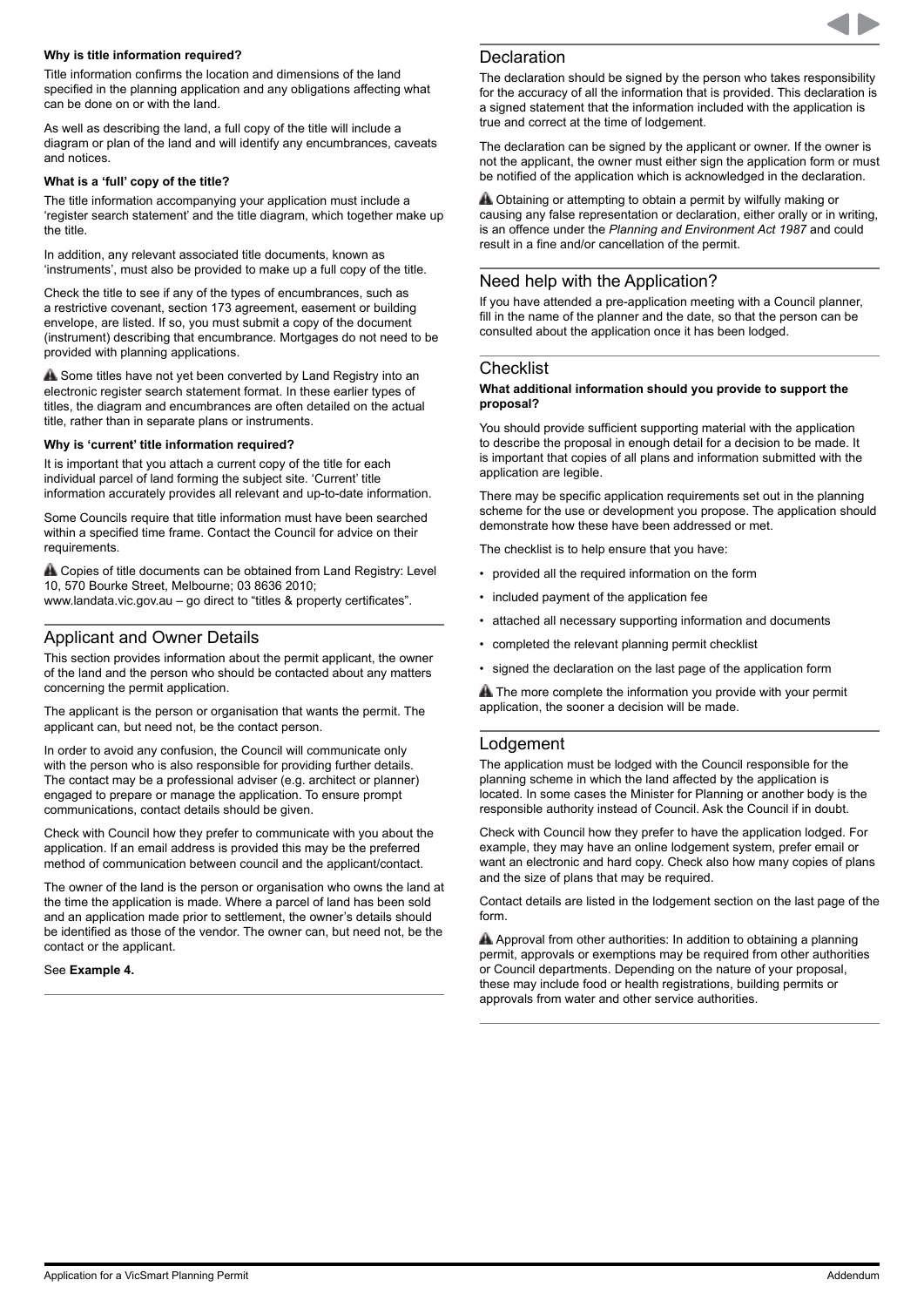**Why is title information required?**

Title information confirms the location and dimensions of the land specified in the planning application and any obligations affecting what can be done on or with the land.

As well as describing the land, a full copy of the title will include a diagram or plan of the land and will identify any encumbrances, caveats and notices.

**What is a 'full' copy of the title?**

The title information accompanying your application must include a 'register search statement' and the title diagram, which together make up the title.

In addition, any relevant associated title documents, known as 'instruments', must also be provided to make up a full copy of the title.

Check the title to see if any of the types of encumbrances, such as a restrictive covenant, section 173 agreement, easement or building envelope, are listed. If so, you must submit a copy of the document (instrument) describing that encumbrance. Mortgages do not need to be provided with planning applications.

⚠ Some titles have not yet been converted by Land Registry into an electronic register search statement format. In these earlier types of titles, the diagram and encumbrances are often detailed on the actual title, rather than in separate plans or instruments.

**Why is 'current' title information required?**

It is important that you attach a current copy of the title for each individual parcel of land forming the subject site. 'Current' title information accurately provides all relevant and up-to-date information.

Some Councils require that title information must have been searched within a specified time frame. Contact the Council for advice on their requirements.

⚠ Copies of title documents can be obtained from Land Registry: Level 10, 570 Bourke Street, Melbourne; 03 8636 2010; www.landata.vic.gov.au – go direct to "titles & property certificates".

## Applicant and Owner Details

This section provides information about the permit applicant, the owner of the land and the person who should be contacted about any matters concerning the permit application.

The applicant is the person or organisation that wants the permit. The applicant can, but need not, be the contact person.

In order to avoid any confusion, the Council will communicate only with the person who is also responsible for providing further details. The contact may be a professional adviser (e.g. architect or planner) engaged to prepare or manage the application. To ensure prompt communications, contact details should be given.

Check with Council how they prefer to communicate with you about the application. If an email address is provided this may be the preferred method of communication between council and the applicant/contact.

The owner of the land is the person or organisation who owns the land at the time the application is made. Where a parcel of land has been sold and an application made prior to settlement, the owner's details should be identified as those of the vendor. The owner can, but need not, be the contact or the applicant.

See **Example 4.**

## Declaration

The declaration should be signed by the person who takes responsibility for the accuracy of all the information that is provided. This declaration is a signed statement that the information included with the application is true and correct at the time of lodgement.

The declaration can be signed by the applicant or owner. If the owner is not the applicant, the owner must either sign the application form or must be notified of the application which is acknowledged in the declaration.

⚠ Obtaining or attempting to obtain a permit by wilfully making or causing any false representation or declaration, either orally or in writing, is an offence under the *Planning and Environment Act 1987* and could result in a fine and/or cancellation of the permit.

## Need help with the Application?

If you have attended a pre-application meeting with a Council planner, fill in the name of the planner and the date, so that the person can be consulted about the application once it has been lodged.

## Checklist

**What additional information should you provide to support the proposal?**

You should provide sufficient supporting material with the application to describe the proposal in enough detail for a decision to be made. It is important that copies of all plans and information submitted with the application are legible.

There may be specific application requirements set out in the planning scheme for the use or development you propose. The application should demonstrate how these have been addressed or met.

The checklist is to help ensure that you have:

- provided all the required information on the form
- included payment of the application fee
- attached all necessary supporting information and documents
- completed the relevant planning permit checklist
- signed the declaration on the last page of the application form

⚠ The more complete the information you provide with your permit application, the sooner a decision will be made.

## Lodgement

The application must be lodged with the Council responsible for the planning scheme in which the land affected by the application is located. In some cases the Minister for Planning or another body is the responsible authority instead of Council. Ask the Council if in doubt.

Check with Council how they prefer to have the application lodged. For example, they may have an online lodgement system, prefer email or want an electronic and hard copy. Check also how many copies of plans and the size of plans that may be required.

Contact details are listed in the lodgement section on the last page of the form.

⚠ Approval from other authorities: In addition to obtaining a planning permit, approvals or exemptions may be required from other authorities or Council departments. Depending on the nature of your proposal, these may include food or health registrations, building permits or approvals from water and other service authorities.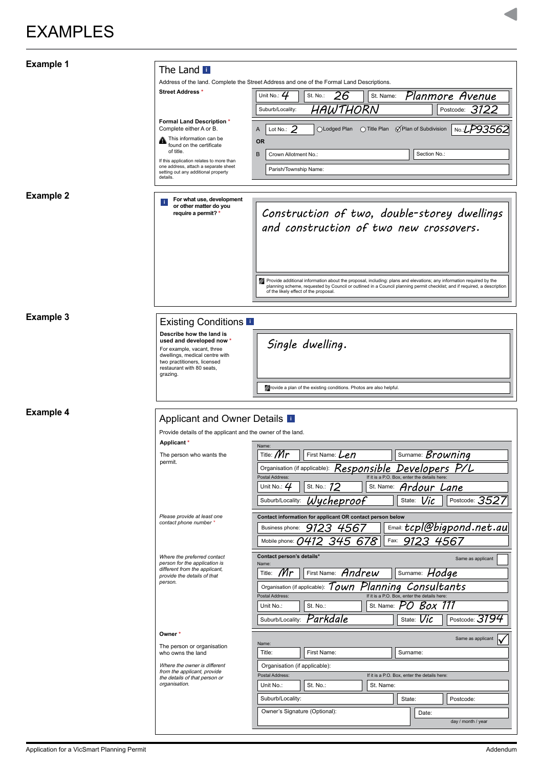# EXAMPLES

## Example 1

### The Land

Address of the land. Complete the Street Address and one of the Formal Land Descriptions.

**Street Address** *

| | | |
|---|---|---|
| Unit No.: 4 | St. No.: 26 | St. Name: Planmore Avenue |
| Suburb/Locality: HAWTHORN | | Postcode: 3122 |

**Formal Land Description** *
Complete either A or B.

This information can be found on the certificate of title.

If this application relates to more than one address, attach a separate sheet setting out any additional property details.

A Lot No.: 2 ◯ Lodged Plan ◯ Title Plan ☑ Plan of Subdivision No.: LP93562

OR

B Crown Allotment No.: Section No.:

Parish/Township Name:

## Example 2

**For what use, development or other matter do you require a permit?** *

Construction of two, double-storey dwellings and construction of two new crossovers.

Provide additional information about the proposal, including: plans and elevations; any information required by the planning scheme, requested by Council or outlined in a Council planning permit checklist; and if required, a description of the likely effect of the proposal.

## Example 3

### Existing Conditions

**Describe how the land is used and developed now** *

For example, vacant, three dwellings, medical centre with two practitioners, licensed restaurant with 80 seats, grazing.

Single dwelling.

Provide a plan of the existing conditions. Photos are also helpful.

## Example 4

### Applicant and Owner Details

Provide details of the applicant and the owner of the land.

**Applicant** *

The person who wants the permit.

Name:

| | | |
|---|---|---|
| Title: Mr | First Name: Len | Surname: Browning |
| Organisation (if applicable): Responsible Developers P/L | | |

Postal Address: If it is a P.O. Box, enter the details here:

| | | | |
|---|---|---|---|
| Unit No.: 4 | St. No.: 72 | St. Name: Ardour Lane | |
| Suburb/Locality: Wycheproof | | State: Vic | Postcode: 3527 |

*Please provide at least one contact phone number* *

**Contact information for applicant OR contact person below**

| | |
|---|---|
| Business phone: 9123 4567 | Email: tcpl@bigpond.net.au |
| Mobile phone: 0412 345 678 | Fax: 9123 4567 |

*Where the preferred contact person for the application is different from the applicant, provide the details of that person.*

**Contact person's details*** Same as applicant ☐

Name:

| | | |
|---|---|---|
| Title: Mr | First Name: Andrew | Surname: Hodge |
| Organisation (if applicable): Town Planning Consultants | | |

Postal Address: If it is a P.O. Box, enter the details here:

| | | | |
|---|---|---|---|
| Unit No.: | St. No.: | St. Name: PO Box 111 | |
| Suburb/Locality: Parkdale | | State: Vic | Postcode: 3194 |

**Owner** *

The person or organisation who owns the land

*Where the owner is different from the applicant, provide the details of that person or organisation.*

Same as applicant ☑

Name:

| | | |
|---|---|---|
| Title: | First Name: | Surname: |
| Organisation (if applicable): | | |

Postal Address: If it is a P.O. Box, enter the details here:

| | | | |
|---|---|---|---|
| Unit No.: | St. No.: | St. Name: | |
| Suburb/Locality: | | State: | Postcode: |

Owner's Signature (Optional): Date:

day / month / year

Application for a VicSmart Planning Permit — Addendum